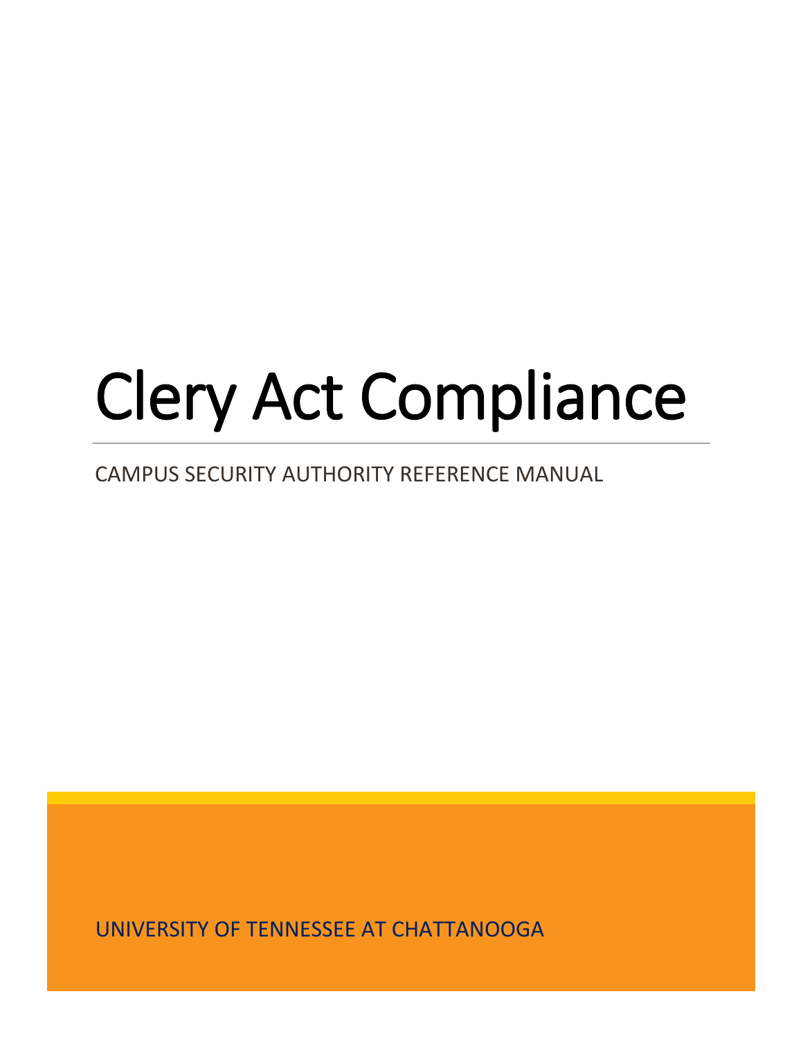# Clery Act Compliance

CAMPUS SECURITY AUTHORITY REFERENCE MANUAL

UNIVERSITY OF TENNESSEE AT CHATTANOOGA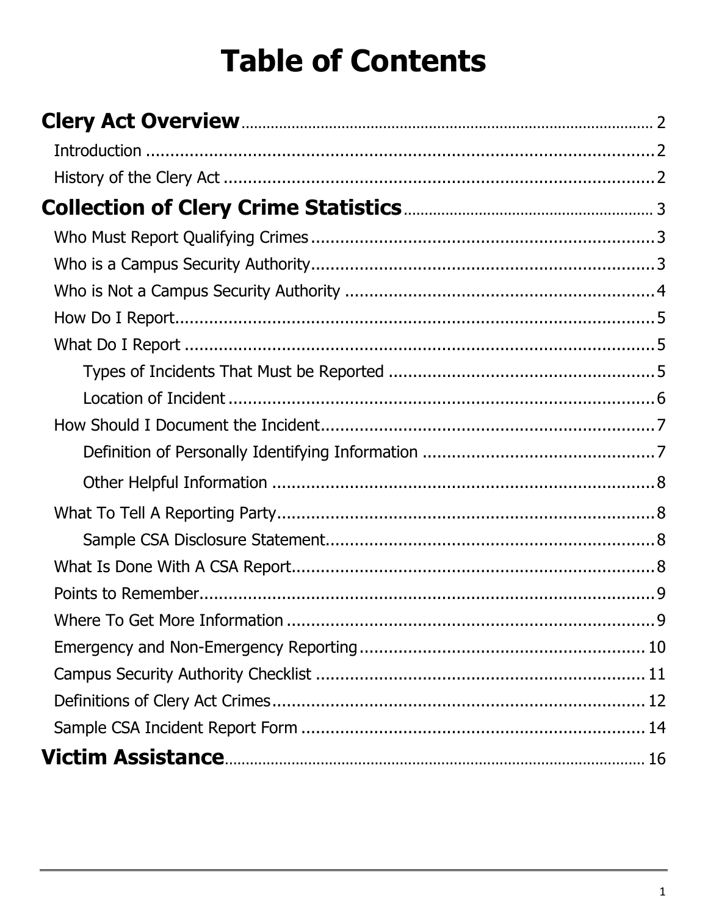# Table of Contents

**Clery Act Overview** ..... 2

- Introduction ..... 2
- History of the Clery Act ..... 2

**Collection of Clery Crime Statistics** ..... 3

- Who Must Report Qualifying Crimes ..... 3
- Who is a Campus Security Authority ..... 3
- Who is Not a Campus Security Authority ..... 4
- How Do I Report ..... 5
- What Do I Report ..... 5
  - Types of Incidents That Must be Reported ..... 5
  - Location of Incident ..... 6
- How Should I Document the Incident ..... 7
  - Definition of Personally Identifying Information ..... 7
  - Other Helpful Information ..... 8
- What To Tell A Reporting Party ..... 8
  - Sample CSA Disclosure Statement ..... 8
- What Is Done With A CSA Report ..... 8
- Points to Remember ..... 9
- Where To Get More Information ..... 9
- Emergency and Non-Emergency Reporting ..... 10
- Campus Security Authority Checklist ..... 11
- Definitions of Clery Act Crimes ..... 12
- Sample CSA Incident Report Form ..... 14

**Victim Assistance** ..... 16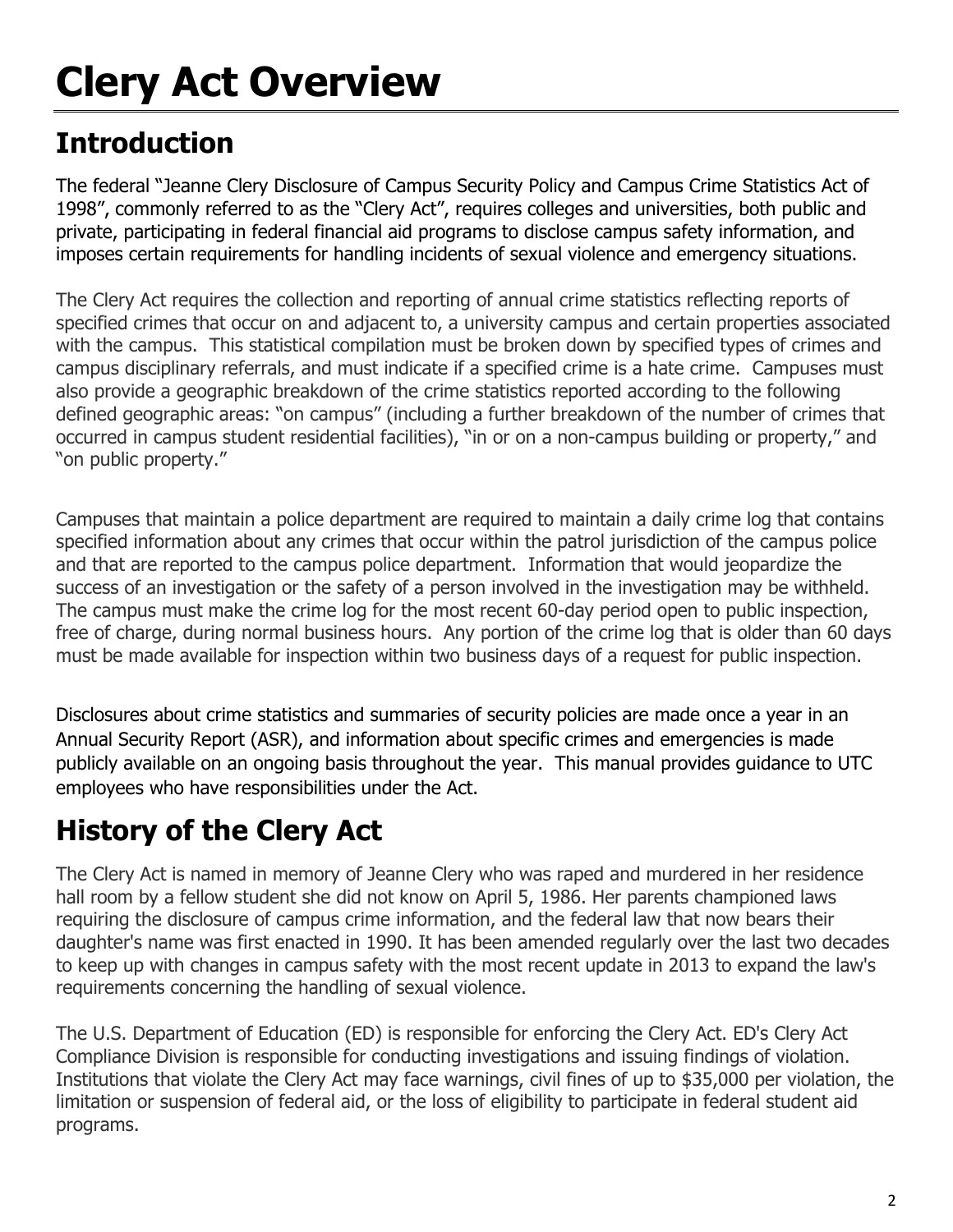# Clery Act Overview

## Introduction

The federal "Jeanne Clery Disclosure of Campus Security Policy and Campus Crime Statistics Act of 1998", commonly referred to as the "Clery Act", requires colleges and universities, both public and private, participating in federal financial aid programs to disclose campus safety information, and imposes certain requirements for handling incidents of sexual violence and emergency situations.

The Clery Act requires the collection and reporting of annual crime statistics reflecting reports of specified crimes that occur on and adjacent to, a university campus and certain properties associated with the campus. This statistical compilation must be broken down by specified types of crimes and campus disciplinary referrals, and must indicate if a specified crime is a hate crime. Campuses must also provide a geographic breakdown of the crime statistics reported according to the following defined geographic areas: "on campus" (including a further breakdown of the number of crimes that occurred in campus student residential facilities), "in or on a non-campus building or property," and "on public property."

Campuses that maintain a police department are required to maintain a daily crime log that contains specified information about any crimes that occur within the patrol jurisdiction of the campus police and that are reported to the campus police department. Information that would jeopardize the success of an investigation or the safety of a person involved in the investigation may be withheld. The campus must make the crime log for the most recent 60-day period open to public inspection, free of charge, during normal business hours. Any portion of the crime log that is older than 60 days must be made available for inspection within two business days of a request for public inspection.

Disclosures about crime statistics and summaries of security policies are made once a year in an Annual Security Report (ASR), and information about specific crimes and emergencies is made publicly available on an ongoing basis throughout the year. This manual provides guidance to UTC employees who have responsibilities under the Act.

## History of the Clery Act

The Clery Act is named in memory of Jeanne Clery who was raped and murdered in her residence hall room by a fellow student she did not know on April 5, 1986. Her parents championed laws requiring the disclosure of campus crime information, and the federal law that now bears their daughter's name was first enacted in 1990. It has been amended regularly over the last two decades to keep up with changes in campus safety with the most recent update in 2013 to expand the law's requirements concerning the handling of sexual violence.

The U.S. Department of Education (ED) is responsible for enforcing the Clery Act. ED's Clery Act Compliance Division is responsible for conducting investigations and issuing findings of violation. Institutions that violate the Clery Act may face warnings, civil fines of up to $35,000 per violation, the limitation or suspension of federal aid, or the loss of eligibility to participate in federal student aid programs.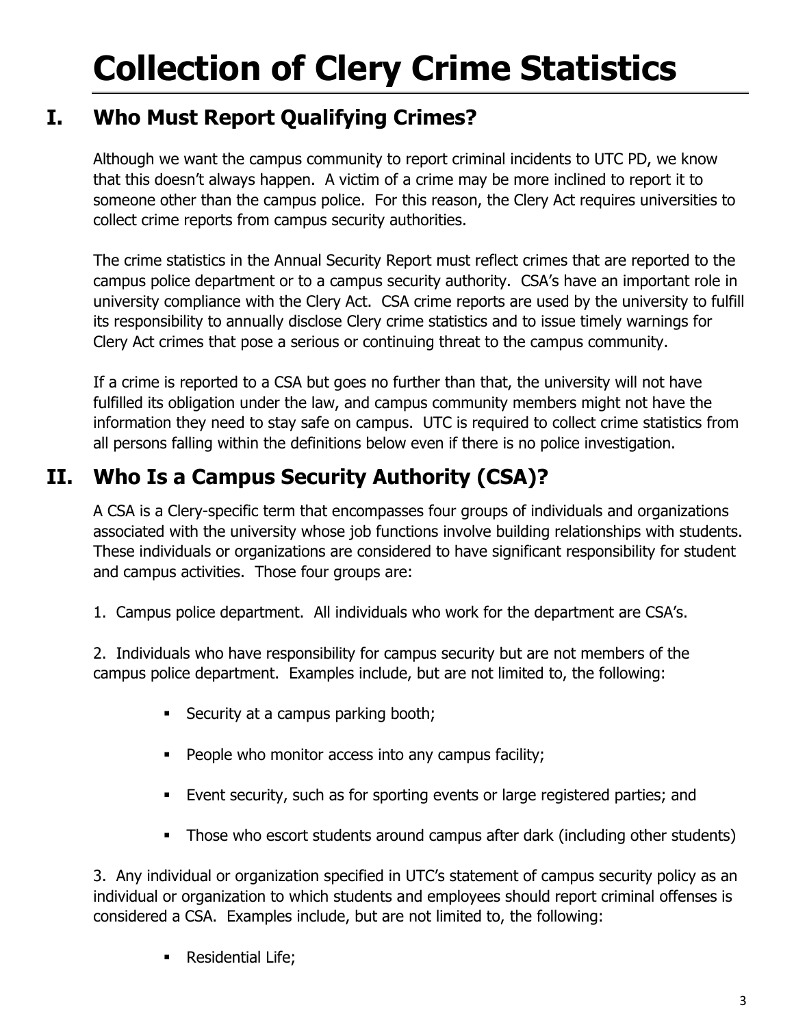# Collection of Clery Crime Statistics

## I. Who Must Report Qualifying Crimes?

Although we want the campus community to report criminal incidents to UTC PD, we know that this doesn't always happen. A victim of a crime may be more inclined to report it to someone other than the campus police. For this reason, the Clery Act requires universities to collect crime reports from campus security authorities.

The crime statistics in the Annual Security Report must reflect crimes that are reported to the campus police department or to a campus security authority. CSA's have an important role in university compliance with the Clery Act. CSA crime reports are used by the university to fulfill its responsibility to annually disclose Clery crime statistics and to issue timely warnings for Clery Act crimes that pose a serious or continuing threat to the campus community.

If a crime is reported to a CSA but goes no further than that, the university will not have fulfilled its obligation under the law, and campus community members might not have the information they need to stay safe on campus. UTC is required to collect crime statistics from all persons falling within the definitions below even if there is no police investigation.

## II. Who Is a Campus Security Authority (CSA)?

A CSA is a Clery-specific term that encompasses four groups of individuals and organizations associated with the university whose job functions involve building relationships with students. These individuals or organizations are considered to have significant responsibility for student and campus activities. Those four groups are:

1. Campus police department. All individuals who work for the department are CSA's.

2. Individuals who have responsibility for campus security but are not members of the campus police department. Examples include, but are not limited to, the following:

- Security at a campus parking booth;
- People who monitor access into any campus facility;
- Event security, such as for sporting events or large registered parties; and
- Those who escort students around campus after dark (including other students)

3. Any individual or organization specified in UTC's statement of campus security policy as an individual or organization to which students and employees should report criminal offenses is considered a CSA. Examples include, but are not limited to, the following:

- Residential Life;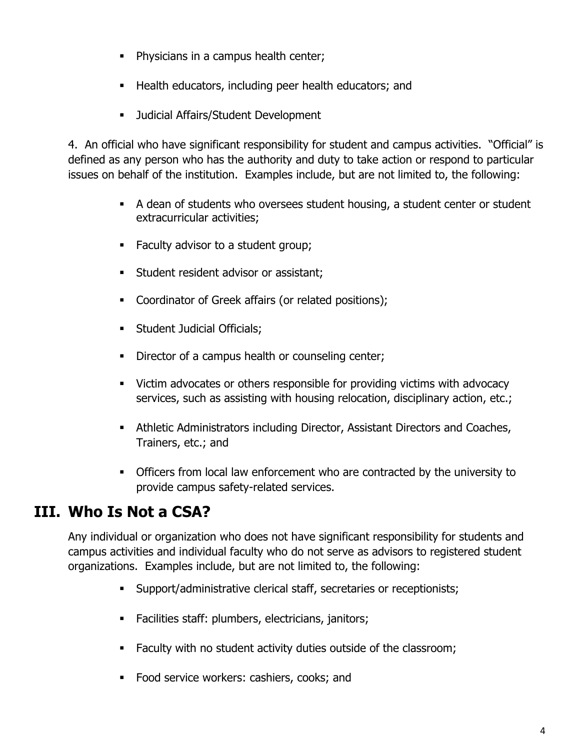- Physicians in a campus health center;
- Health educators, including peer health educators; and
- Judicial Affairs/Student Development

4. An official who have significant responsibility for student and campus activities. "Official" is defined as any person who has the authority and duty to take action or respond to particular issues on behalf of the institution. Examples include, but are not limited to, the following:

- A dean of students who oversees student housing, a student center or student extracurricular activities;
- Faculty advisor to a student group;
- Student resident advisor or assistant;
- Coordinator of Greek affairs (or related positions);
- Student Judicial Officials;
- Director of a campus health or counseling center;
- Victim advocates or others responsible for providing victims with advocacy services, such as assisting with housing relocation, disciplinary action, etc.;
- Athletic Administrators including Director, Assistant Directors and Coaches, Trainers, etc.; and
- Officers from local law enforcement who are contracted by the university to provide campus safety-related services.

## III. Who Is Not a CSA?

Any individual or organization who does not have significant responsibility for students and campus activities and individual faculty who do not serve as advisors to registered student organizations. Examples include, but are not limited to, the following:

- Support/administrative clerical staff, secretaries or receptionists;
- Facilities staff: plumbers, electricians, janitors;
- Faculty with no student activity duties outside of the classroom;
- Food service workers: cashiers, cooks; and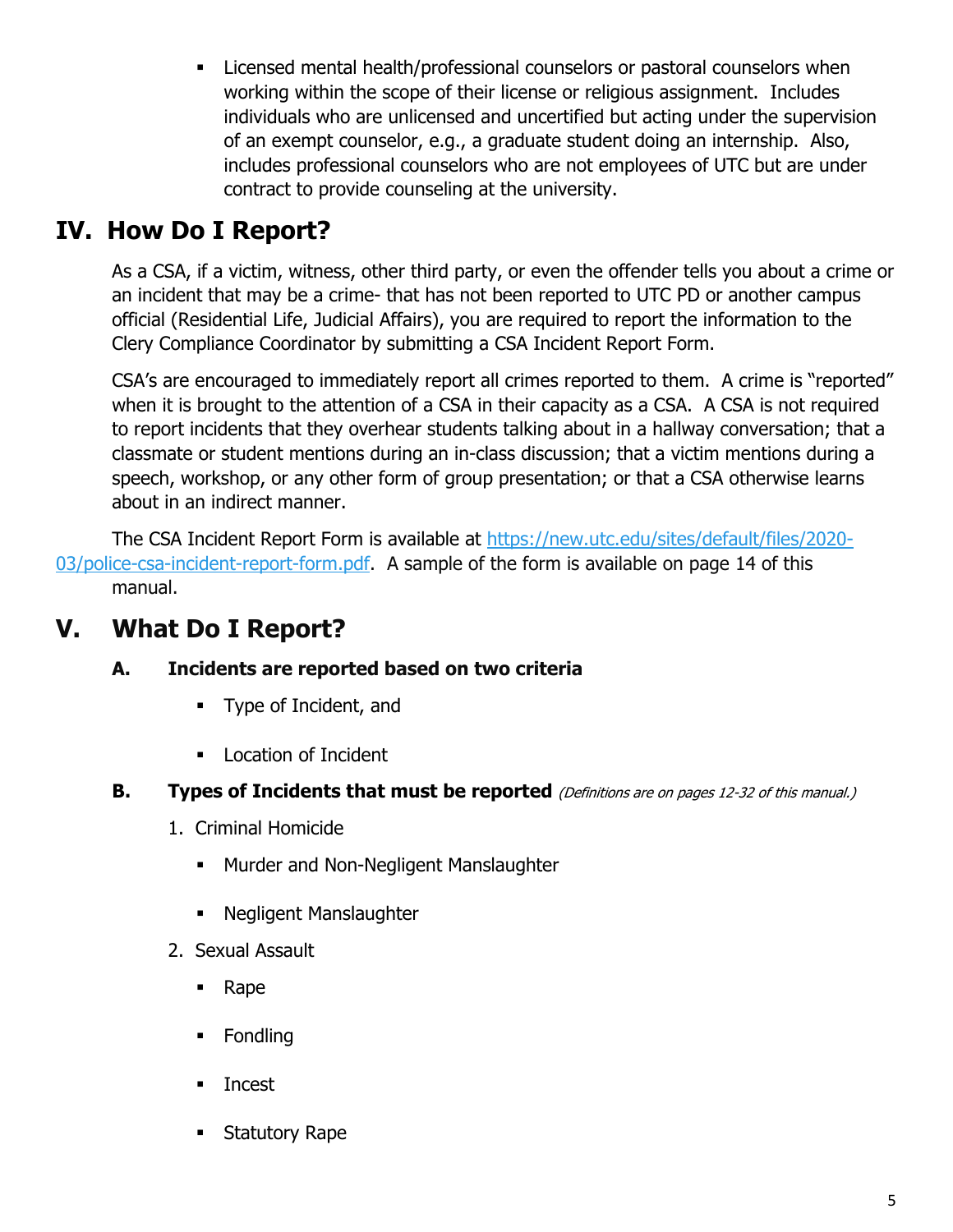- Licensed mental health/professional counselors or pastoral counselors when working within the scope of their license or religious assignment. Includes individuals who are unlicensed and uncertified but acting under the supervision of an exempt counselor, e.g., a graduate student doing an internship. Also, includes professional counselors who are not employees of UTC but are under contract to provide counseling at the university.

# IV. How Do I Report?

As a CSA, if a victim, witness, other third party, or even the offender tells you about a crime or an incident that may be a crime- that has not been reported to UTC PD or another campus official (Residential Life, Judicial Affairs), you are required to report the information to the Clery Compliance Coordinator by submitting a CSA Incident Report Form.

CSA's are encouraged to immediately report all crimes reported to them. A crime is "reported" when it is brought to the attention of a CSA in their capacity as a CSA. A CSA is not required to report incidents that they overhear students talking about in a hallway conversation; that a classmate or student mentions during an in-class discussion; that a victim mentions during a speech, workshop, or any other form of group presentation; or that a CSA otherwise learns about in an indirect manner.

The CSA Incident Report Form is available at [https://new.utc.edu/sites/default/files/2020-03/police-csa-incident-report-form.pdf](https://new.utc.edu/sites/default/files/2020-03/police-csa-incident-report-form.pdf). A sample of the form is available on page 14 of this manual.

# V. What Do I Report?

## A. Incidents are reported based on two criteria

- Type of Incident, and
- Location of Incident

## B. Types of Incidents that must be reported *(Definitions are on pages 12-32 of this manual.)*

1. Criminal Homicide
   - Murder and Non-Negligent Manslaughter
   - Negligent Manslaughter
2. Sexual Assault
   - Rape
   - Fondling
   - Incest
   - Statutory Rape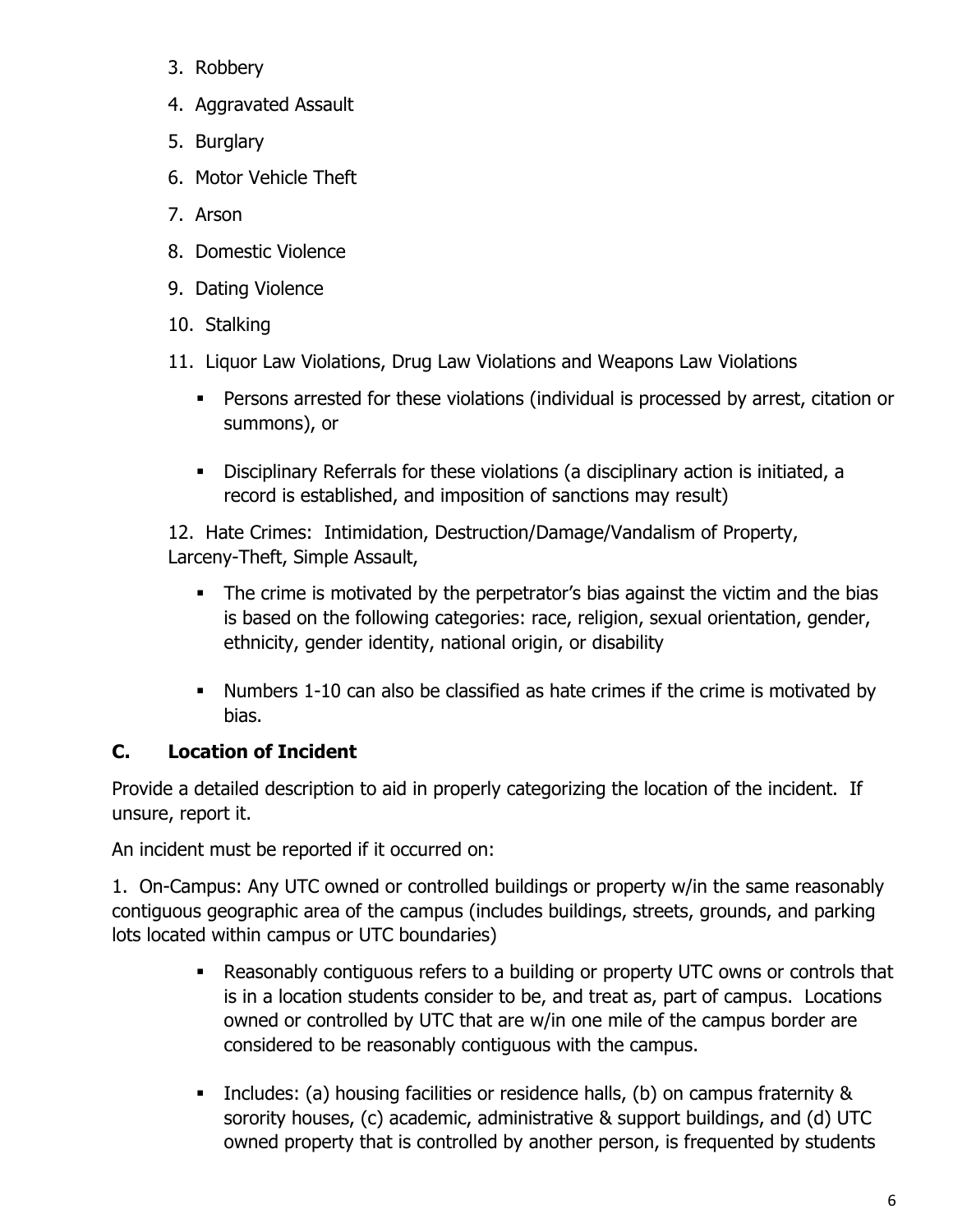3. Robbery
4. Aggravated Assault
5. Burglary
6. Motor Vehicle Theft
7. Arson
8. Domestic Violence
9. Dating Violence
10. Stalking
11. Liquor Law Violations, Drug Law Violations and Weapons Law Violations
    - Persons arrested for these violations (individual is processed by arrest, citation or summons), or
    - Disciplinary Referrals for these violations (a disciplinary action is initiated, a record is established, and imposition of sanctions may result)

12. Hate Crimes: Intimidation, Destruction/Damage/Vandalism of Property, Larceny-Theft, Simple Assault,
    - The crime is motivated by the perpetrator's bias against the victim and the bias is based on the following categories: race, religion, sexual orientation, gender, ethnicity, gender identity, national origin, or disability
    - Numbers 1-10 can also be classified as hate crimes if the crime is motivated by bias.

## C. Location of Incident

Provide a detailed description to aid in properly categorizing the location of the incident. If unsure, report it.

An incident must be reported if it occurred on:

1. On-Campus: Any UTC owned or controlled buildings or property w/in the same reasonably contiguous geographic area of the campus (includes buildings, streets, grounds, and parking lots located within campus or UTC boundaries)

   - Reasonably contiguous refers to a building or property UTC owns or controls that is in a location students consider to be, and treat as, part of campus. Locations owned or controlled by UTC that are w/in one mile of the campus border are considered to be reasonably contiguous with the campus.
   - Includes: (a) housing facilities or residence halls, (b) on campus fraternity & sorority houses, (c) academic, administrative & support buildings, and (d) UTC owned property that is controlled by another person, is frequented by students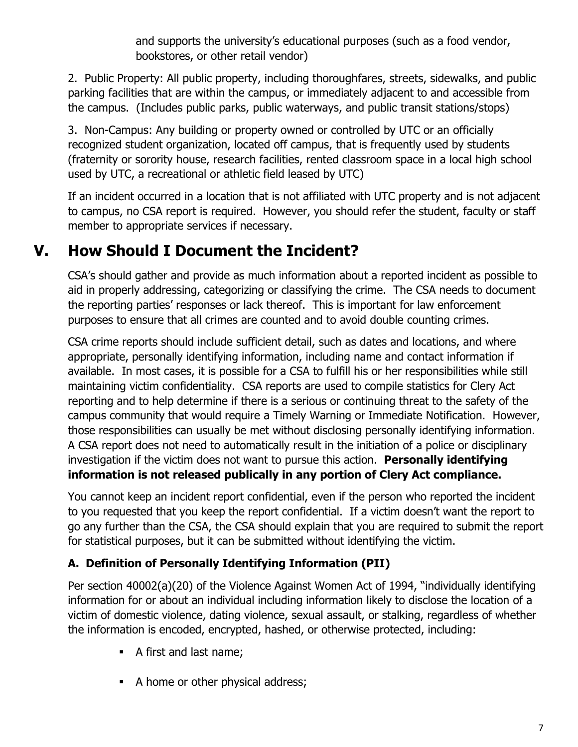and supports the university's educational purposes (such as a food vendor, bookstores, or other retail vendor)

2. Public Property: All public property, including thoroughfares, streets, sidewalks, and public parking facilities that are within the campus, or immediately adjacent to and accessible from the campus. (Includes public parks, public waterways, and public transit stations/stops)

3. Non-Campus: Any building or property owned or controlled by UTC or an officially recognized student organization, located off campus, that is frequently used by students (fraternity or sorority house, research facilities, rented classroom space in a local high school used by UTC, a recreational or athletic field leased by UTC)

If an incident occurred in a location that is not affiliated with UTC property and is not adjacent to campus, no CSA report is required. However, you should refer the student, faculty or staff member to appropriate services if necessary.

# V. How Should I Document the Incident?

CSA's should gather and provide as much information about a reported incident as possible to aid in properly addressing, categorizing or classifying the crime. The CSA needs to document the reporting parties' responses or lack thereof. This is important for law enforcement purposes to ensure that all crimes are counted and to avoid double counting crimes.

CSA crime reports should include sufficient detail, such as dates and locations, and where appropriate, personally identifying information, including name and contact information if available. In most cases, it is possible for a CSA to fulfill his or her responsibilities while still maintaining victim confidentiality. CSA reports are used to compile statistics for Clery Act reporting and to help determine if there is a serious or continuing threat to the safety of the campus community that would require a Timely Warning or Immediate Notification. However, those responsibilities can usually be met without disclosing personally identifying information. A CSA report does not need to automatically result in the initiation of a police or disciplinary investigation if the victim does not want to pursue this action. **Personally identifying information is not released publically in any portion of Clery Act compliance.**

You cannot keep an incident report confidential, even if the person who reported the incident to you requested that you keep the report confidential. If a victim doesn't want the report to go any further than the CSA, the CSA should explain that you are required to submit the report for statistical purposes, but it can be submitted without identifying the victim.

### A. Definition of Personally Identifying Information (PII)

Per section 40002(a)(20) of the Violence Against Women Act of 1994, "individually identifying information for or about an individual including information likely to disclose the location of a victim of domestic violence, dating violence, sexual assault, or stalking, regardless of whether the information is encoded, encrypted, hashed, or otherwise protected, including:

- A first and last name;
- A home or other physical address;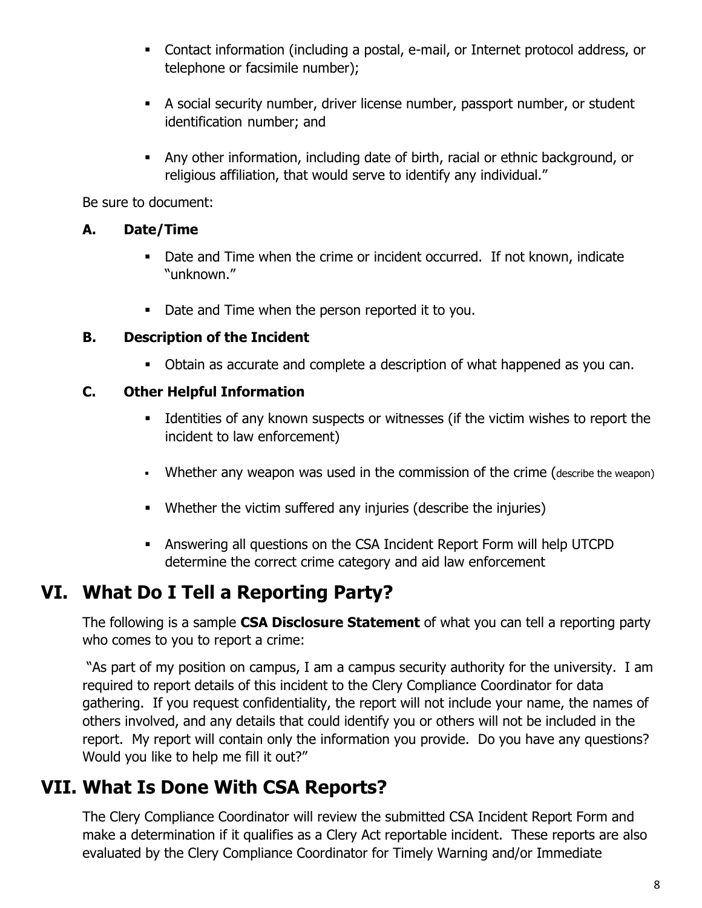- Contact information (including a postal, e-mail, or Internet protocol address, or telephone or facsimile number);
- A social security number, driver license number, passport number, or student identification number; and
- Any other information, including date of birth, racial or ethnic background, or religious affiliation, that would serve to identify any individual."

Be sure to document:

**A. Date/Time**

- Date and Time when the crime or incident occurred. If not known, indicate "unknown."
- Date and Time when the person reported it to you.

**B. Description of the Incident**

- Obtain as accurate and complete a description of what happened as you can.

**C. Other Helpful Information**

- Identities of any known suspects or witnesses (if the victim wishes to report the incident to law enforcement)
- Whether any weapon was used in the commission of the crime (describe the weapon)
- Whether the victim suffered any injuries (describe the injuries)
- Answering all questions on the CSA Incident Report Form will help UTCPD determine the correct crime category and aid law enforcement

## VI. What Do I Tell a Reporting Party?

The following is a sample **CSA Disclosure Statement** of what you can tell a reporting party who comes to you to report a crime:

"As part of my position on campus, I am a campus security authority for the university. I am required to report details of this incident to the Clery Compliance Coordinator for data gathering. If you request confidentiality, the report will not include your name, the names of others involved, and any details that could identify you or others will not be included in the report. My report will contain only the information you provide. Do you have any questions? Would you like to help me fill it out?"

## VII. What Is Done With CSA Reports?

The Clery Compliance Coordinator will review the submitted CSA Incident Report Form and make a determination if it qualifies as a Clery Act reportable incident. These reports are also evaluated by the Clery Compliance Coordinator for Timely Warning and/or Immediate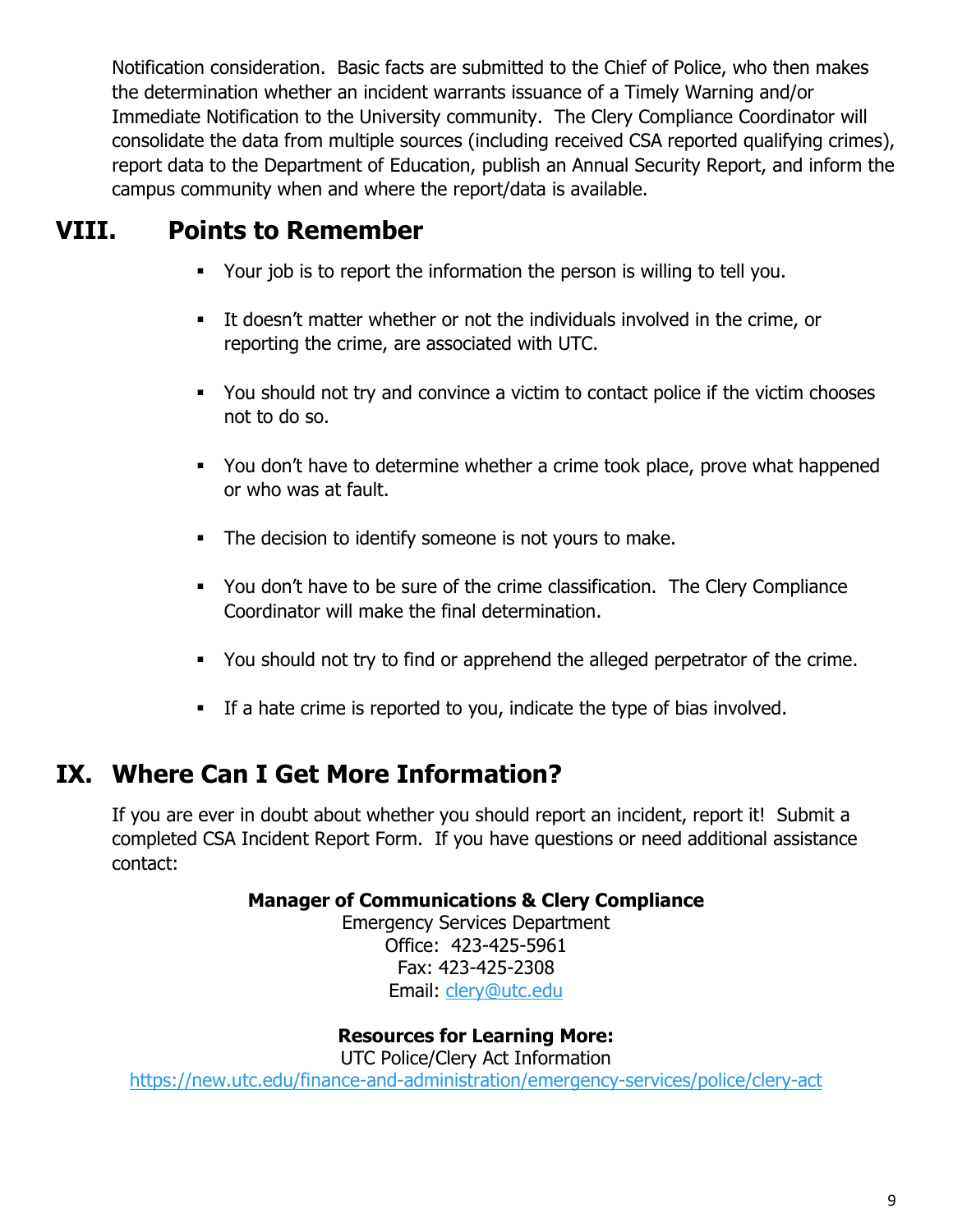Notification consideration. Basic facts are submitted to the Chief of Police, who then makes the determination whether an incident warrants issuance of a Timely Warning and/or Immediate Notification to the University community. The Clery Compliance Coordinator will consolidate the data from multiple sources (including received CSA reported qualifying crimes), report data to the Department of Education, publish an Annual Security Report, and inform the campus community when and where the report/data is available.

## VIII. Points to Remember

- Your job is to report the information the person is willing to tell you.
- It doesn't matter whether or not the individuals involved in the crime, or reporting the crime, are associated with UTC.
- You should not try and convince a victim to contact police if the victim chooses not to do so.
- You don't have to determine whether a crime took place, prove what happened or who was at fault.
- The decision to identify someone is not yours to make.
- You don't have to be sure of the crime classification. The Clery Compliance Coordinator will make the final determination.
- You should not try to find or apprehend the alleged perpetrator of the crime.
- If a hate crime is reported to you, indicate the type of bias involved.

## IX. Where Can I Get More Information?

If you are ever in doubt about whether you should report an incident, report it! Submit a completed CSA Incident Report Form. If you have questions or need additional assistance contact:

**Manager of Communications & Clery Compliance**
Emergency Services Department
Office: 423-425-5961
Fax: 423-425-2308
Email: clery@utc.edu

**Resources for Learning More:**
UTC Police/Clery Act Information
https://new.utc.edu/finance-and-administration/emergency-services/police/clery-act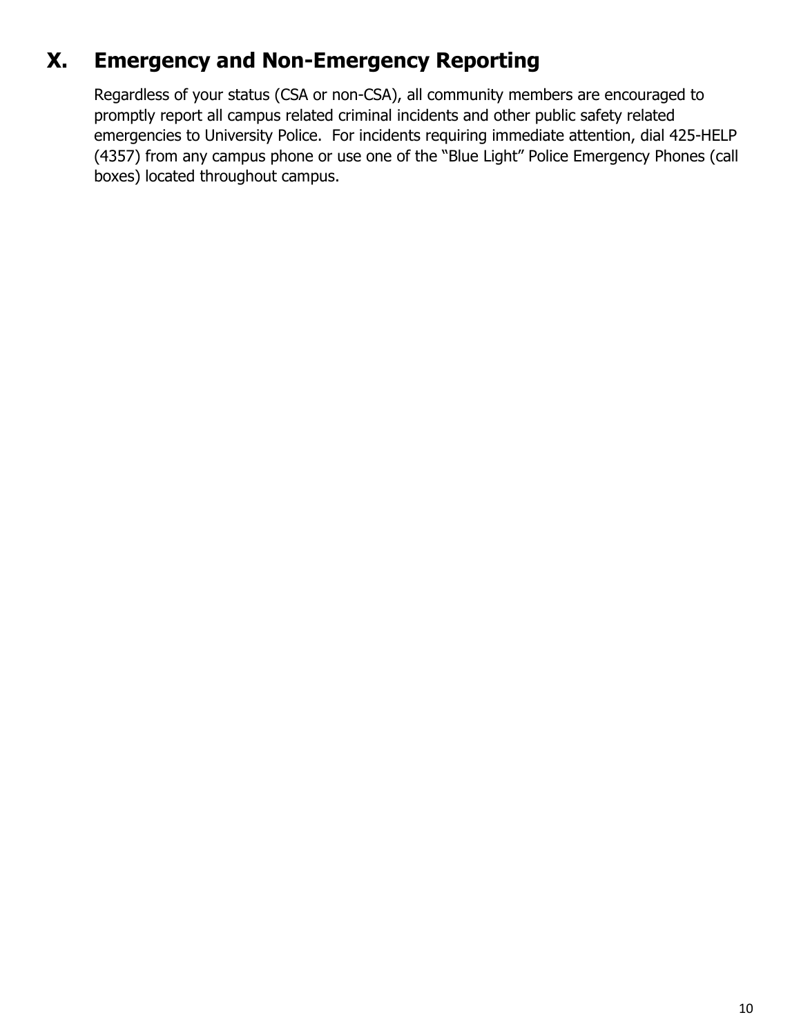## X. Emergency and Non-Emergency Reporting

Regardless of your status (CSA or non-CSA), all community members are encouraged to promptly report all campus related criminal incidents and other public safety related emergencies to University Police. For incidents requiring immediate attention, dial 425-HELP (4357) from any campus phone or use one of the "Blue Light" Police Emergency Phones (call boxes) located throughout campus.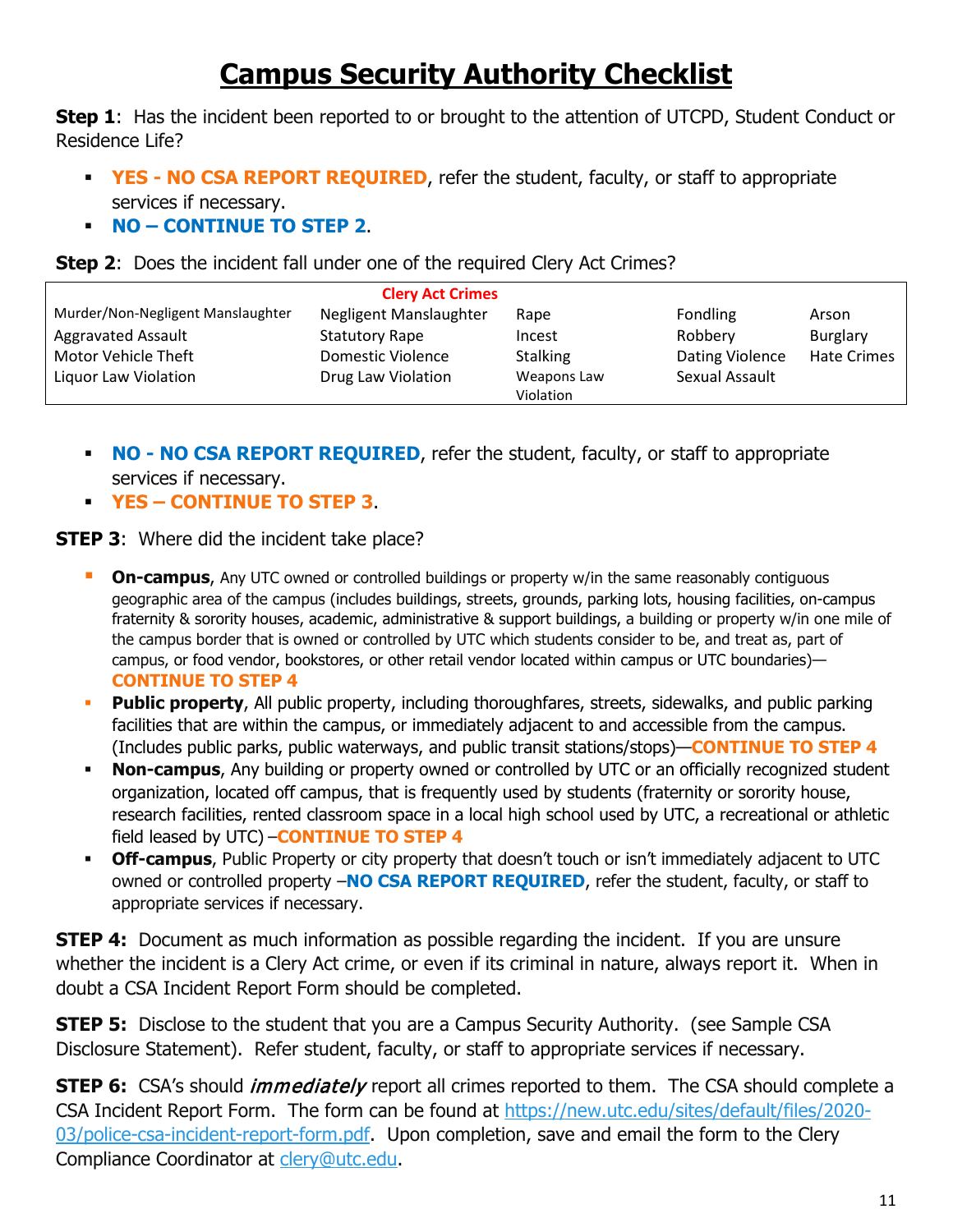# Campus Security Authority Checklist

**Step 1**: Has the incident been reported to or brought to the attention of UTCPD, Student Conduct or Residence Life?

- **YES - NO CSA REPORT REQUIRED**, refer the student, faculty, or staff to appropriate services if necessary.
- **NO – CONTINUE TO STEP 2**.

**Step 2**: Does the incident fall under one of the required Clery Act Crimes?

| Clery Act Crimes | | | | |
|---|---|---|---|---|
| Murder/Non-Negligent Manslaughter | Negligent Manslaughter | Rape | Fondling | Arson |
| Aggravated Assault | Statutory Rape | Incest | Robbery | Burglary |
| Motor Vehicle Theft | Domestic Violence | Stalking | Dating Violence | Hate Crimes |
| Liquor Law Violation | Drug Law Violation | Weapons Law Violation | Sexual Assault | |

- **NO - NO CSA REPORT REQUIRED**, refer the student, faculty, or staff to appropriate services if necessary.
- **YES – CONTINUE TO STEP 3**.

**STEP 3**: Where did the incident take place?

- **On-campus**, Any UTC owned or controlled buildings or property w/in the same reasonably contiguous geographic area of the campus (includes buildings, streets, grounds, parking lots, housing facilities, on-campus fraternity & sorority houses, academic, administrative & support buildings, a building or property w/in one mile of the campus border that is owned or controlled by UTC which students consider to be, and treat as, part of campus, or food vendor, bookstores, or other retail vendor located within campus or UTC boundaries)—**CONTINUE TO STEP 4**
- **Public property**, All public property, including thoroughfares, streets, sidewalks, and public parking facilities that are within the campus, or immediately adjacent to and accessible from the campus. (Includes public parks, public waterways, and public transit stations/stops)—**CONTINUE TO STEP 4**
- **Non-campus**, Any building or property owned or controlled by UTC or an officially recognized student organization, located off campus, that is frequently used by students (fraternity or sorority house, research facilities, rented classroom space in a local high school used by UTC, a recreational or athletic field leased by UTC) –**CONTINUE TO STEP 4**
- **Off-campus**, Public Property or city property that doesn't touch or isn't immediately adjacent to UTC owned or controlled property –**NO CSA REPORT REQUIRED**, refer the student, faculty, or staff to appropriate services if necessary.

**STEP 4:** Document as much information as possible regarding the incident. If you are unsure whether the incident is a Clery Act crime, or even if its criminal in nature, always report it. When in doubt a CSA Incident Report Form should be completed.

**STEP 5:** Disclose to the student that you are a Campus Security Authority. (see Sample CSA Disclosure Statement). Refer student, faculty, or staff to appropriate services if necessary.

**STEP 6:** CSA's should *immediately* report all crimes reported to them. The CSA should complete a CSA Incident Report Form. The form can be found at https://new.utc.edu/sites/default/files/2020-03/police-csa-incident-report-form.pdf. Upon completion, save and email the form to the Clery Compliance Coordinator at clery@utc.edu.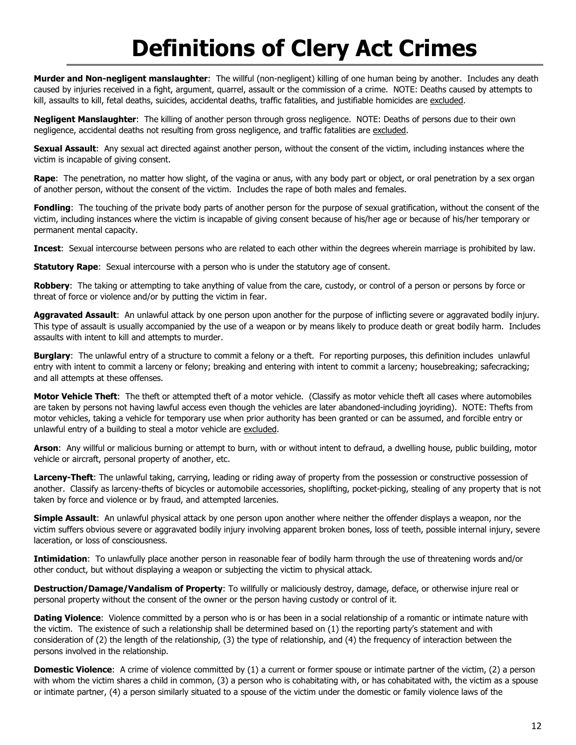# Definitions of Clery Act Crimes

**Murder and Non-negligent manslaughter**: The willful (non-negligent) killing of one human being by another. Includes any death caused by injuries received in a fight, argument, quarrel, assault or the commission of a crime. NOTE: Deaths caused by attempts to kill, assaults to kill, fetal deaths, suicides, accidental deaths, traffic fatalities, and justifiable homicides are <u>excluded</u>.

**Negligent Manslaughter**: The killing of another person through gross negligence. NOTE: Deaths of persons due to their own negligence, accidental deaths not resulting from gross negligence, and traffic fatalities are <u>excluded</u>.

**Sexual Assault**: Any sexual act directed against another person, without the consent of the victim, including instances where the victim is incapable of giving consent.

**Rape**: The penetration, no matter how slight, of the vagina or anus, with any body part or object, or oral penetration by a sex organ of another person, without the consent of the victim. Includes the rape of both males and females.

**Fondling**: The touching of the private body parts of another person for the purpose of sexual gratification, without the consent of the victim, including instances where the victim is incapable of giving consent because of his/her age or because of his/her temporary or permanent mental capacity.

**Incest**: Sexual intercourse between persons who are related to each other within the degrees wherein marriage is prohibited by law.

**Statutory Rape**: Sexual intercourse with a person who is under the statutory age of consent.

**Robbery**: The taking or attempting to take anything of value from the care, custody, or control of a person or persons by force or threat of force or violence and/or by putting the victim in fear.

**Aggravated Assault**: An unlawful attack by one person upon another for the purpose of inflicting severe or aggravated bodily injury. This type of assault is usually accompanied by the use of a weapon or by means likely to produce death or great bodily harm. Includes assaults with intent to kill and attempts to murder.

**Burglary**: The unlawful entry of a structure to commit a felony or a theft. For reporting purposes, this definition includes unlawful entry with intent to commit a larceny or felony; breaking and entering with intent to commit a larceny; housebreaking; safecracking; and all attempts at these offenses.

**Motor Vehicle Theft**: The theft or attempted theft of a motor vehicle. (Classify as motor vehicle theft all cases where automobiles are taken by persons not having lawful access even though the vehicles are later abandoned-including joyriding). NOTE: Thefts from motor vehicles, taking a vehicle for temporary use when prior authority has been granted or can be assumed, and forcible entry or unlawful entry of a building to steal a motor vehicle are <u>excluded</u>.

**Arson**: Any willful or malicious burning or attempt to burn, with or without intent to defraud, a dwelling house, public building, motor vehicle or aircraft, personal property of another, etc.

**Larceny-Theft**: The unlawful taking, carrying, leading or riding away of property from the possession or constructive possession of another. Classify as larceny-thefts of bicycles or automobile accessories, shoplifting, pocket-picking, stealing of any property that is not taken by force and violence or by fraud, and attempted larcenies.

**Simple Assault**: An unlawful physical attack by one person upon another where neither the offender displays a weapon, nor the victim suffers obvious severe or aggravated bodily injury involving apparent broken bones, loss of teeth, possible internal injury, severe laceration, or loss of consciousness.

**Intimidation**: To unlawfully place another person in reasonable fear of bodily harm through the use of threatening words and/or other conduct, but without displaying a weapon or subjecting the victim to physical attack.

**Destruction/Damage/Vandalism of Property**: To willfully or maliciously destroy, damage, deface, or otherwise injure real or personal property without the consent of the owner or the person having custody or control of it.

**Dating Violence**: Violence committed by a person who is or has been in a social relationship of a romantic or intimate nature with the victim. The existence of such a relationship shall be determined based on (1) the reporting party's statement and with consideration of (2) the length of the relationship, (3) the type of relationship, and (4) the frequency of interaction between the persons involved in the relationship.

**Domestic Violence**: A crime of violence committed by (1) a current or former spouse or intimate partner of the victim, (2) a person with whom the victim shares a child in common, (3) a person who is cohabitating with, or has cohabitated with, the victim as a spouse or intimate partner, (4) a person similarly situated to a spouse of the victim under the domestic or family violence laws of the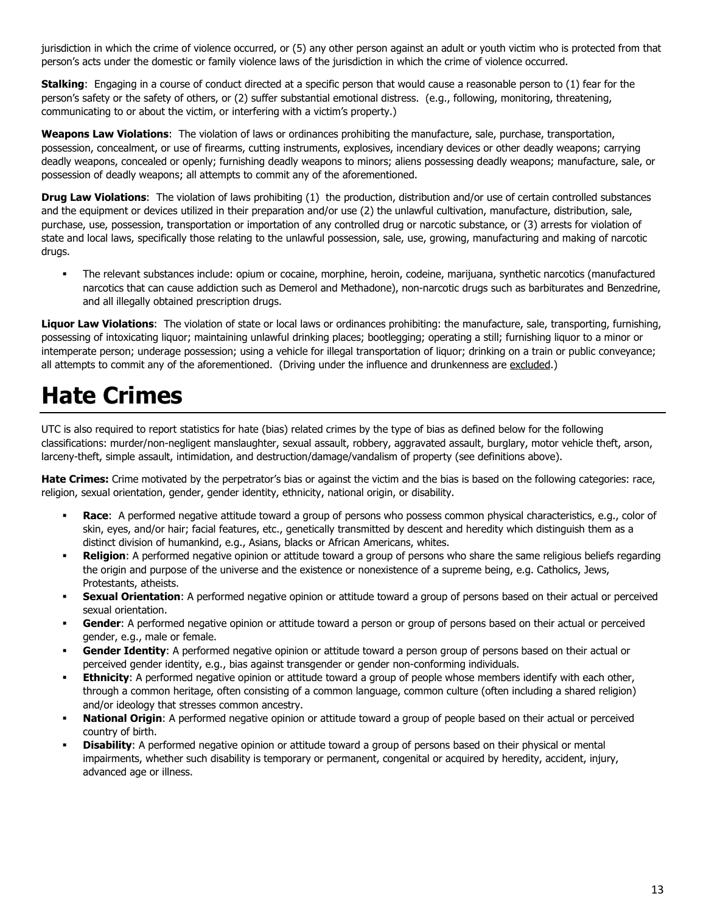jurisdiction in which the crime of violence occurred, or (5) any other person against an adult or youth victim who is protected from that person's acts under the domestic or family violence laws of the jurisdiction in which the crime of violence occurred.

**Stalking**: Engaging in a course of conduct directed at a specific person that would cause a reasonable person to (1) fear for the person's safety or the safety of others, or (2) suffer substantial emotional distress. (e.g., following, monitoring, threatening, communicating to or about the victim, or interfering with a victim's property.)

**Weapons Law Violations**: The violation of laws or ordinances prohibiting the manufacture, sale, purchase, transportation, possession, concealment, or use of firearms, cutting instruments, explosives, incendiary devices or other deadly weapons; carrying deadly weapons, concealed or openly; furnishing deadly weapons to minors; aliens possessing deadly weapons; manufacture, sale, or possession of deadly weapons; all attempts to commit any of the aforementioned.

**Drug Law Violations**: The violation of laws prohibiting (1) the production, distribution and/or use of certain controlled substances and the equipment or devices utilized in their preparation and/or use (2) the unlawful cultivation, manufacture, distribution, sale, purchase, use, possession, transportation or importation of any controlled drug or narcotic substance, or (3) arrests for violation of state and local laws, specifically those relating to the unlawful possession, sale, use, growing, manufacturing and making of narcotic drugs.

- The relevant substances include: opium or cocaine, morphine, heroin, codeine, marijuana, synthetic narcotics (manufactured narcotics that can cause addiction such as Demerol and Methadone), non-narcotic drugs such as barbiturates and Benzedrine, and all illegally obtained prescription drugs.

**Liquor Law Violations**: The violation of state or local laws or ordinances prohibiting: the manufacture, sale, transporting, furnishing, possessing of intoxicating liquor; maintaining unlawful drinking places; bootlegging; operating a still; furnishing liquor to a minor or intemperate person; underage possession; using a vehicle for illegal transportation of liquor; drinking on a train or public conveyance; all attempts to commit any of the aforementioned. (Driving under the influence and drunkenness are excluded.)

# Hate Crimes

UTC is also required to report statistics for hate (bias) related crimes by the type of bias as defined below for the following classifications: murder/non-negligent manslaughter, sexual assault, robbery, aggravated assault, burglary, motor vehicle theft, arson, larceny-theft, simple assault, intimidation, and destruction/damage/vandalism of property (see definitions above).

**Hate Crimes:** Crime motivated by the perpetrator's bias or against the victim and the bias is based on the following categories: race, religion, sexual orientation, gender, gender identity, ethnicity, national origin, or disability.

- **Race**: A performed negative attitude toward a group of persons who possess common physical characteristics, e.g., color of skin, eyes, and/or hair; facial features, etc., genetically transmitted by descent and heredity which distinguish them as a distinct division of humankind, e.g., Asians, blacks or African Americans, whites.
- **Religion**: A performed negative opinion or attitude toward a group of persons who share the same religious beliefs regarding the origin and purpose of the universe and the existence or nonexistence of a supreme being, e.g. Catholics, Jews, Protestants, atheists.
- **Sexual Orientation**: A performed negative opinion or attitude toward a group of persons based on their actual or perceived sexual orientation.
- **Gender**: A performed negative opinion or attitude toward a person or group of persons based on their actual or perceived gender, e.g., male or female.
- **Gender Identity**: A performed negative opinion or attitude toward a person group of persons based on their actual or perceived gender identity, e.g., bias against transgender or gender non-conforming individuals.
- **Ethnicity**: A performed negative opinion or attitude toward a group of people whose members identify with each other, through a common heritage, often consisting of a common language, common culture (often including a shared religion) and/or ideology that stresses common ancestry.
- **National Origin**: A performed negative opinion or attitude toward a group of people based on their actual or perceived country of birth.
- **Disability**: A performed negative opinion or attitude toward a group of persons based on their physical or mental impairments, whether such disability is temporary or permanent, congenital or acquired by heredity, accident, injury, advanced age or illness.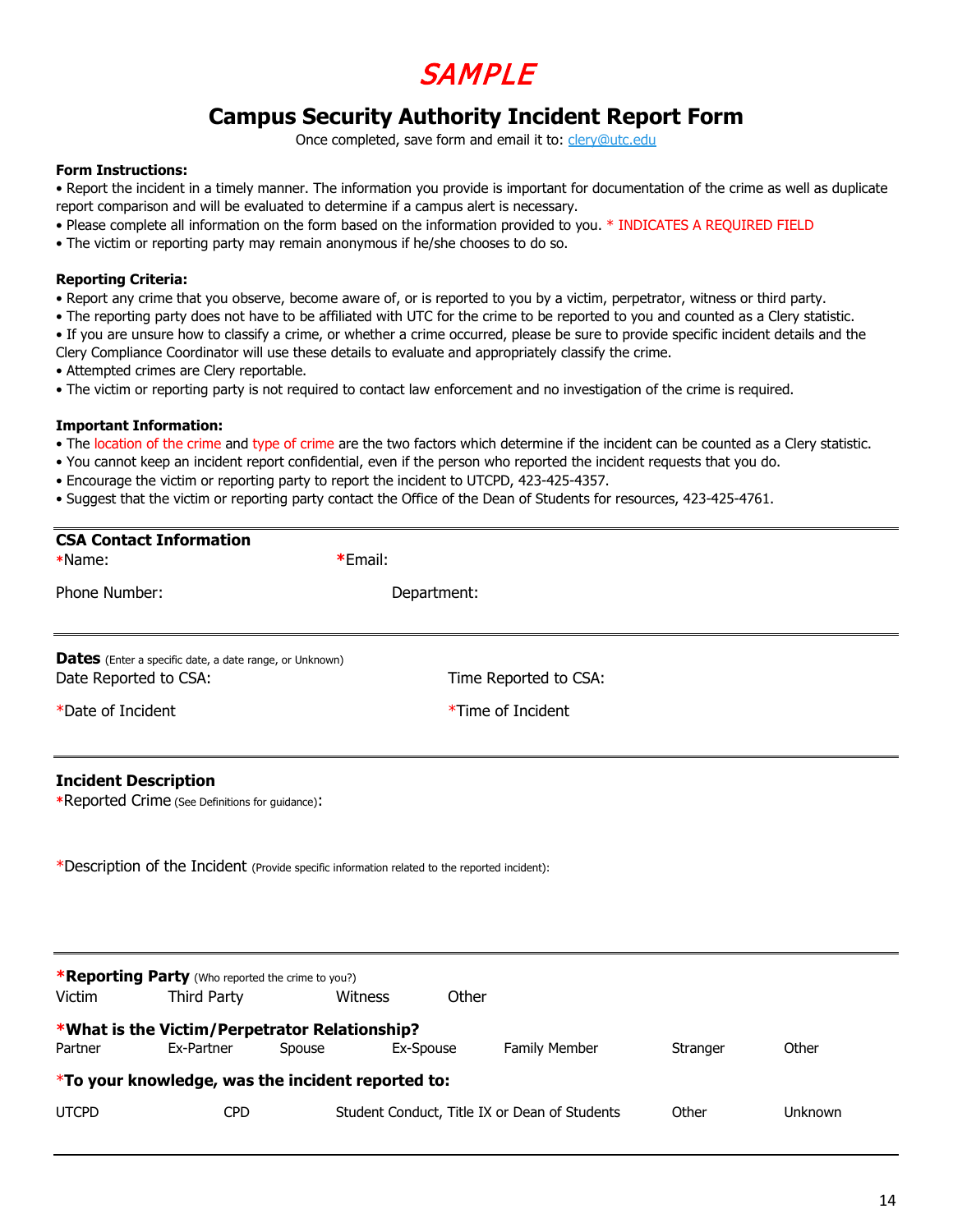*SAMPLE*

# Campus Security Authority Incident Report Form

Once completed, save form and email it to: clery@utc.edu

**Form Instructions:**

- Report the incident in a timely manner. The information you provide is important for documentation of the crime as well as duplicate report comparison and will be evaluated to determine if a campus alert is necessary.
- Please complete all information on the form based on the information provided to you. * INDICATES A REQUIRED FIELD
- The victim or reporting party may remain anonymous if he/she chooses to do so.

**Reporting Criteria:**

- Report any crime that you observe, become aware of, or is reported to you by a victim, perpetrator, witness or third party.
- The reporting party does not have to be affiliated with UTC for the crime to be reported to you and counted as a Clery statistic.
- If you are unsure how to classify a crime, or whether a crime occurred, please be sure to provide specific incident details and the Clery Compliance Coordinator will use these details to evaluate and appropriately classify the crime.
- Attempted crimes are Clery reportable.
- The victim or reporting party is not required to contact law enforcement and no investigation of the crime is required.

**Important Information:**

- The location of the crime and type of crime are the two factors which determine if the incident can be counted as a Clery statistic.
- You cannot keep an incident report confidential, even if the person who reported the incident requests that you do.
- Encourage the victim or reporting party to report the incident to UTCPD, 423-425-4357.
- Suggest that the victim or reporting party contact the Office of the Dean of Students for resources, 423-425-4761.

---

**CSA Contact Information**

*Name: *Email:

Phone Number: Department:

---

**Dates** (Enter a specific date, a date range, or Unknown)

Date Reported to CSA: Time Reported to CSA:

*Date of Incident *Time of Incident

---

**Incident Description**

*Reported Crime (See Definitions for guidance):

*Description of the Incident (Provide specific information related to the reported incident):

---

***Reporting Party** (Who reported the crime to you?)

Victim Third Party Witness Other

***What is the Victim/Perpetrator Relationship?**

Partner Ex-Partner Spouse Ex-Spouse Family Member Stranger Other

***To your knowledge, was the incident reported to:**

UTCPD CPD Student Conduct, Title IX or Dean of Students Other Unknown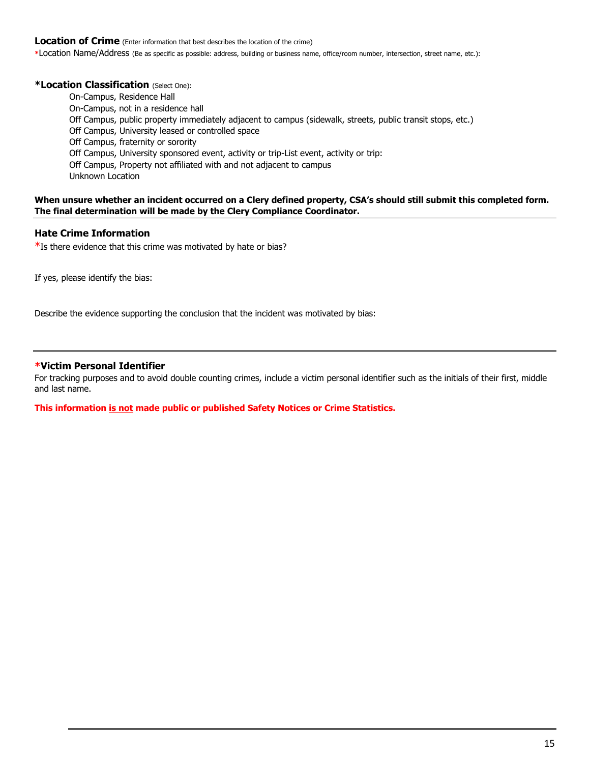**Location of Crime** (Enter information that best describes the location of the crime)

*Location Name/Address (Be as specific as possible: address, building or business name, office/room number, intersection, street name, etc.):

**\*Location Classification** (Select One):

- On-Campus, Residence Hall
- On-Campus, not in a residence hall
- Off Campus, public property immediately adjacent to campus (sidewalk, streets, public transit stops, etc.)
- Off Campus, University leased or controlled space
- Off Campus, fraternity or sorority
- Off Campus, University sponsored event, activity or trip-List event, activity or trip:
- Off Campus, Property not affiliated with and not adjacent to campus
- Unknown Location

**When unsure whether an incident occurred on a Clery defined property, CSA's should still submit this completed form. The final determination will be made by the Clery Compliance Coordinator.**

---

**Hate Crime Information**

*Is there evidence that this crime was motivated by hate or bias?

If yes, please identify the bias:

Describe the evidence supporting the conclusion that the incident was motivated by bias:

---

**\*Victim Personal Identifier**

For tracking purposes and to avoid double counting crimes, include a victim personal identifier such as the initials of their first, middle and last name.

**This information <u>is not</u> made public or published Safety Notices or Crime Statistics.**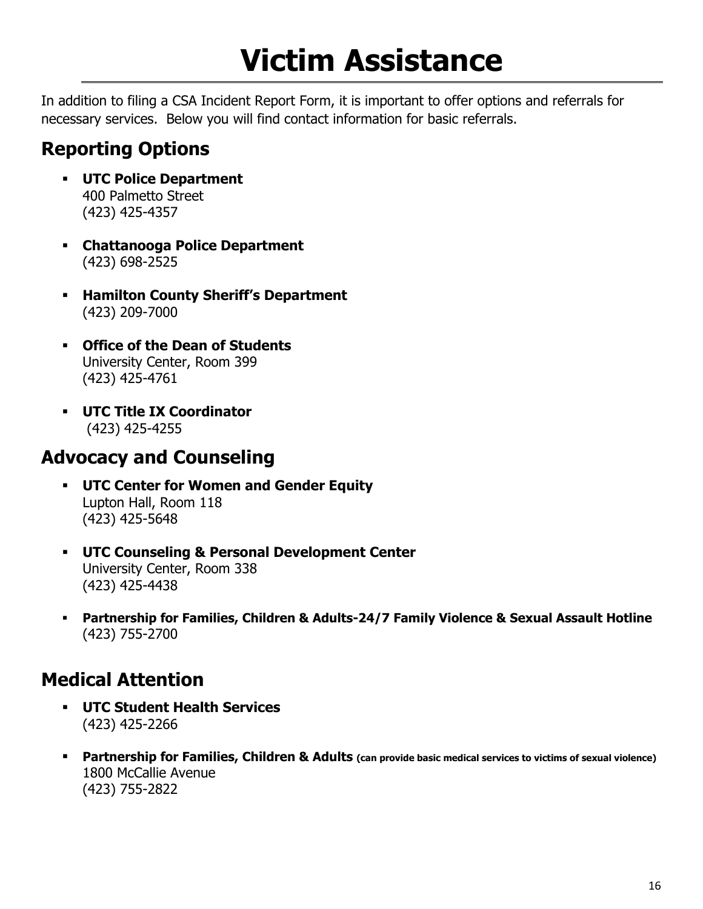# Victim Assistance

In addition to filing a CSA Incident Report Form, it is important to offer options and referrals for necessary services. Below you will find contact information for basic referrals.

## Reporting Options

- **UTC Police Department**
  400 Palmetto Street
  (423) 425-4357

- **Chattanooga Police Department**
  (423) 698-2525

- **Hamilton County Sheriff's Department**
  (423) 209-7000

- **Office of the Dean of Students**
  University Center, Room 399
  (423) 425-4761

- **UTC Title IX Coordinator**
  (423) 425-4255

## Advocacy and Counseling

- **UTC Center for Women and Gender Equity**
  Lupton Hall, Room 118
  (423) 425-5648

- **UTC Counseling & Personal Development Center**
  University Center, Room 338
  (423) 425-4438

- **Partnership for Families, Children & Adults-24/7 Family Violence & Sexual Assault Hotline**
  (423) 755-2700

## Medical Attention

- **UTC Student Health Services**
  (423) 425-2266

- **Partnership for Families, Children & Adults** **(can provide basic medical services to victims of sexual violence)**
  1800 McCallie Avenue
  (423) 755-2822